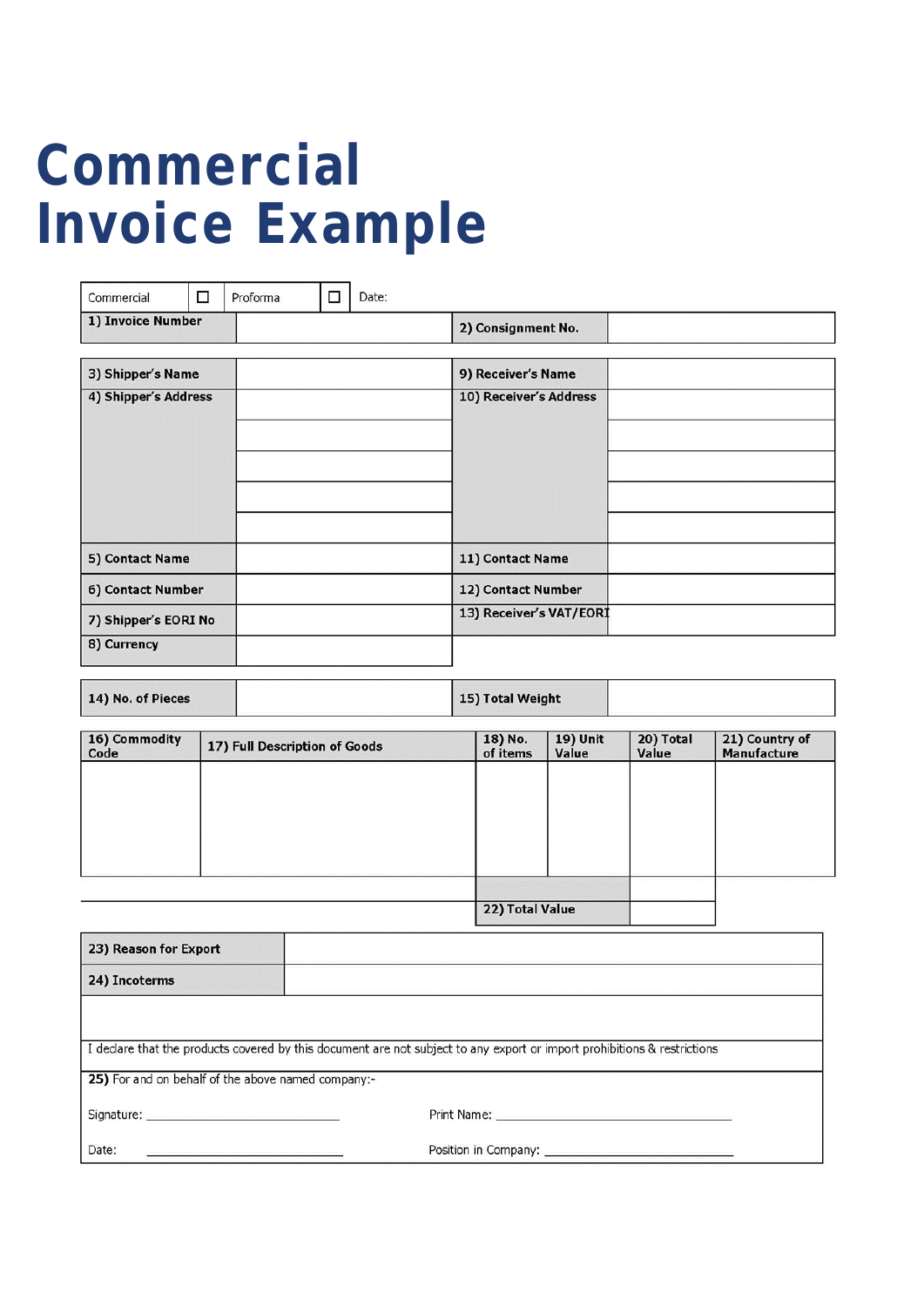# Commercial Invoice Example

| Commercial | ☐ | Proforma | ☐ | Date: |
|---|---|---|---|---|

| **1) Invoice Number** | | **2) Consignment No.** | |
|---|---|---|---|

| **3) Shipper's Name** | | **9) Receiver's Name** | |
|---|---|---|---|
| **4) Shipper's Address** | | **10) Receiver's Address** | |
| | | | |
| | | | |
| | | | |
| | | | |
| **5) Contact Name** | | **11) Contact Name** | |
| **6) Contact Number** | | **12) Contact Number** | |
| **7) Shipper's EORI No** | | **13) Receiver's VAT/EORI** | |
| **8) Currency** | | | |

| **14) No. of Pieces** | | **15) Total Weight** | |
|---|---|---|---|

| **16) Commodity Code** | **17) Full Description of Goods** | **18) No. of items** | **19) Unit Value** | **20) Total Value** | **21) Country of Manufacture** |
|---|---|---|---|---|---|
| | | | | | |
| | | **22) Total Value** | | | |

| **23) Reason for Export** | |
|---|---|
| **24) Incoterms** | |

I declare that the products covered by this document are not subject to any export or import prohibitions & restrictions

**25)** For and on behalf of the above named company:-

Signature: ______________________ Print Name: ______________________

Date: ______________________ Position in Company: ______________________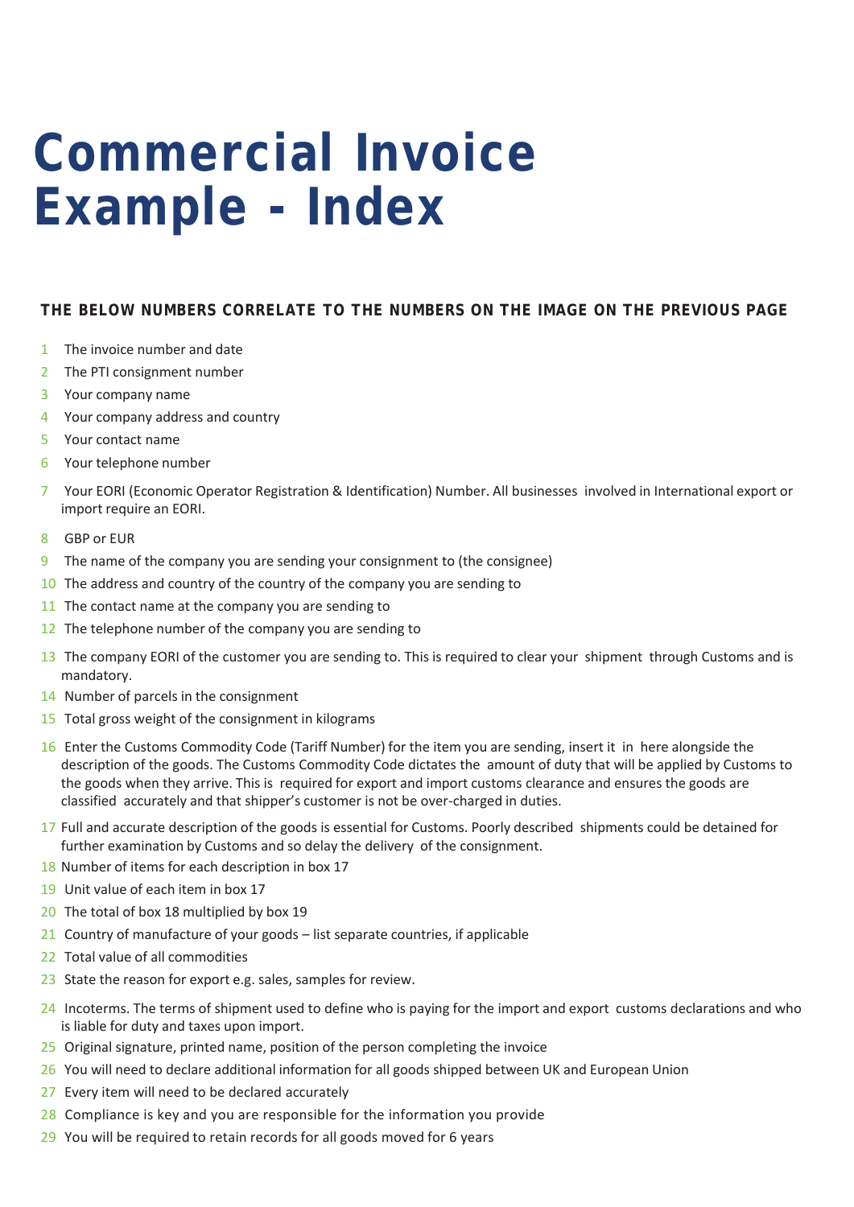# Commercial Invoice Example - Index

**THE BELOW NUMBERS CORRELATE TO THE NUMBERS ON THE IMAGE ON THE PREVIOUS PAGE**

1. The invoice number and date
2. The PTI consignment number
3. Your company name
4. Your company address and country
5. Your contact name
6. Your telephone number
7. Your EORI (Economic Operator Registration & Identification) Number. All businesses involved in International export or import require an EORI.
8. GBP or EUR
9. The name of the company you are sending your consignment to (the consignee)
10. The address and country of the country of the company you are sending to
11. The contact name at the company you are sending to
12. The telephone number of the company you are sending to
13. The company EORI of the customer you are sending to. This is required to clear your shipment through Customs and is mandatory.
14. Number of parcels in the consignment
15. Total gross weight of the consignment in kilograms
16. Enter the Customs Commodity Code (Tariff Number) for the item you are sending, insert it in here alongside the description of the goods. The Customs Commodity Code dictates the amount of duty that will be applied by Customs to the goods when they arrive. This is required for export and import customs clearance and ensures the goods are classified accurately and that shipper's customer is not be over-charged in duties.
17. Full and accurate description of the goods is essential for Customs. Poorly described shipments could be detained for further examination by Customs and so delay the delivery of the consignment.
18. Number of items for each description in box 17
19. Unit value of each item in box 17
20. The total of box 18 multiplied by box 19
21. Country of manufacture of your goods – list separate countries, if applicable
22. Total value of all commodities
23. State the reason for export e.g. sales, samples for review.
24. Incoterms. The terms of shipment used to define who is paying for the import and export customs declarations and who is liable for duty and taxes upon import.
25. Original signature, printed name, position of the person completing the invoice
26. You will need to declare additional information for all goods shipped between UK and European Union
27. Every item will need to be declared accurately
28. Compliance is key and you are responsible for the information you provide
29. You will be required to retain records for all goods moved for 6 years